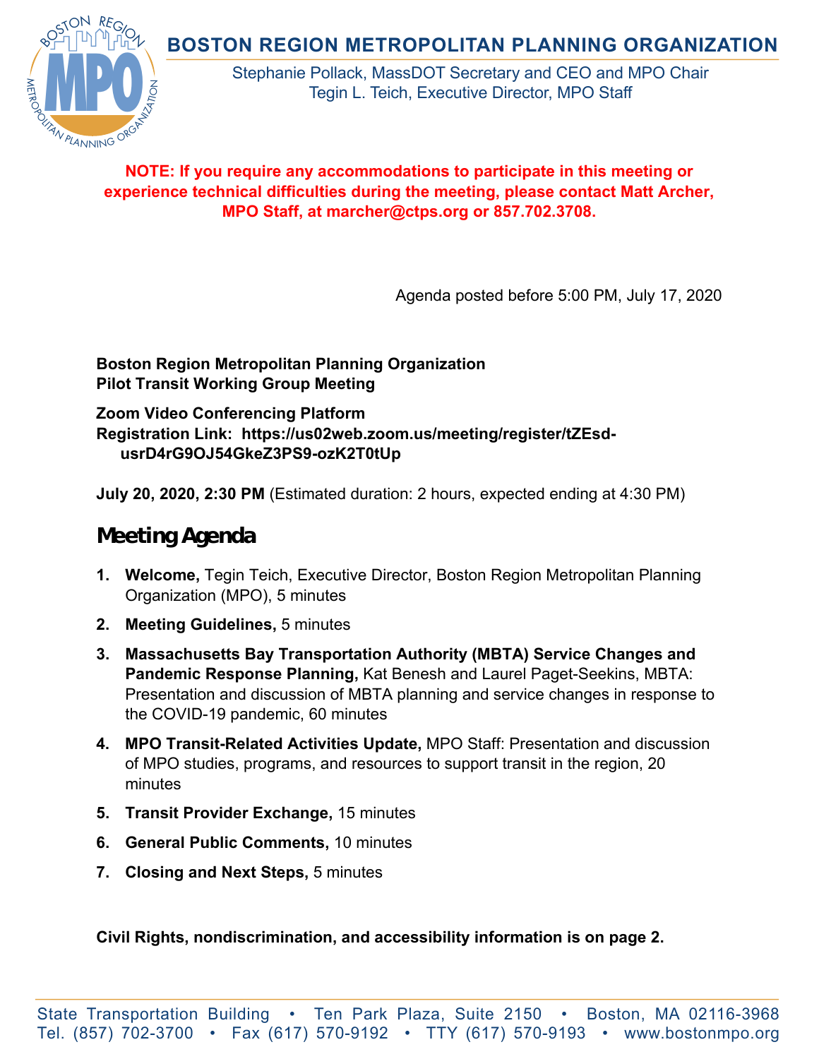# BOSTON REGION METROPOLITAN PLANNING ORGANIZATION

Stephanie Pollack, MassDOT Secretary and CEO and MPO Chair
Tegin L. Teich, Executive Director, MPO Staff

**NOTE: If you require any accommodations to participate in this meeting or experience technical difficulties during the meeting, please contact Matt Archer, MPO Staff, at marcher@ctps.org or 857.702.3708.**

Agenda posted before 5:00 PM, July 17, 2020

**Boston Region Metropolitan Planning Organization**
**Pilot Transit Working Group Meeting**

**Zoom Video Conferencing Platform**
**Registration Link: https://us02web.zoom.us/meeting/register/tZEsd-usrD4rG9OJ54GkeZ3PS9-ozK2T0tUp**

**July 20, 2020, 2:30 PM** (Estimated duration: 2 hours, expected ending at 4:30 PM)

## Meeting Agenda

1. **Welcome,** Tegin Teich, Executive Director, Boston Region Metropolitan Planning Organization (MPO), 5 minutes
2. **Meeting Guidelines,** 5 minutes
3. **Massachusetts Bay Transportation Authority (MBTA) Service Changes and Pandemic Response Planning,** Kat Benesh and Laurel Paget-Seekins, MBTA: Presentation and discussion of MBTA planning and service changes in response to the COVID-19 pandemic, 60 minutes
4. **MPO Transit-Related Activities Update,** MPO Staff: Presentation and discussion of MPO studies, programs, and resources to support transit in the region, 20 minutes
5. **Transit Provider Exchange,** 15 minutes
6. **General Public Comments,** 10 minutes
7. **Closing and Next Steps,** 5 minutes

**Civil Rights, nondiscrimination, and accessibility information is on page 2.**

State Transportation Building • Ten Park Plaza, Suite 2150 • Boston, MA 02116-3968
Tel. (857) 702-3700 • Fax (617) 570-9192 • TTY (617) 570-9193 • www.bostonmpo.org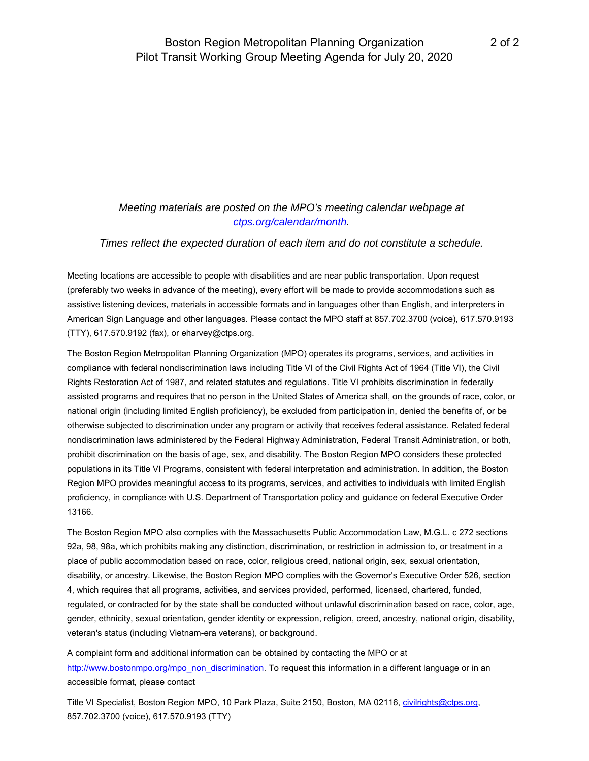*Meeting materials are posted on the MPO's meeting calendar webpage at [ctps.org/calendar/month](ctps.org/calendar/month).*

*Times reflect the expected duration of each item and do not constitute a schedule.*

Meeting locations are accessible to people with disabilities and are near public transportation. Upon request (preferably two weeks in advance of the meeting), every effort will be made to provide accommodations such as assistive listening devices, materials in accessible formats and in languages other than English, and interpreters in American Sign Language and other languages. Please contact the MPO staff at 857.702.3700 (voice), 617.570.9193 (TTY), 617.570.9192 (fax), or eharvey@ctps.org.

The Boston Region Metropolitan Planning Organization (MPO) operates its programs, services, and activities in compliance with federal nondiscrimination laws including Title VI of the Civil Rights Act of 1964 (Title VI), the Civil Rights Restoration Act of 1987, and related statutes and regulations. Title VI prohibits discrimination in federally assisted programs and requires that no person in the United States of America shall, on the grounds of race, color, or national origin (including limited English proficiency), be excluded from participation in, denied the benefits of, or be otherwise subjected to discrimination under any program or activity that receives federal assistance. Related federal nondiscrimination laws administered by the Federal Highway Administration, Federal Transit Administration, or both, prohibit discrimination on the basis of age, sex, and disability. The Boston Region MPO considers these protected populations in its Title VI Programs, consistent with federal interpretation and administration. In addition, the Boston Region MPO provides meaningful access to its programs, services, and activities to individuals with limited English proficiency, in compliance with U.S. Department of Transportation policy and guidance on federal Executive Order 13166.

The Boston Region MPO also complies with the Massachusetts Public Accommodation Law, M.G.L. c 272 sections 92a, 98, 98a, which prohibits making any distinction, discrimination, or restriction in admission to, or treatment in a place of public accommodation based on race, color, religious creed, national origin, sex, sexual orientation, disability, or ancestry. Likewise, the Boston Region MPO complies with the Governor's Executive Order 526, section 4, which requires that all programs, activities, and services provided, performed, licensed, chartered, funded, regulated, or contracted for by the state shall be conducted without unlawful discrimination based on race, color, age, gender, ethnicity, sexual orientation, gender identity or expression, religion, creed, ancestry, national origin, disability, veteran's status (including Vietnam-era veterans), or background.

A complaint form and additional information can be obtained by contacting the MPO or at [http://www.bostonmpo.org/mpo_non_discrimination](http://www.bostonmpo.org/mpo_non_discrimination). To request this information in a different language or in an accessible format, please contact

Title VI Specialist, Boston Region MPO, 10 Park Plaza, Suite 2150, Boston, MA 02116, [civilrights@ctps.org](mailto:civilrights@ctps.org), 857.702.3700 (voice), 617.570.9193 (TTY)